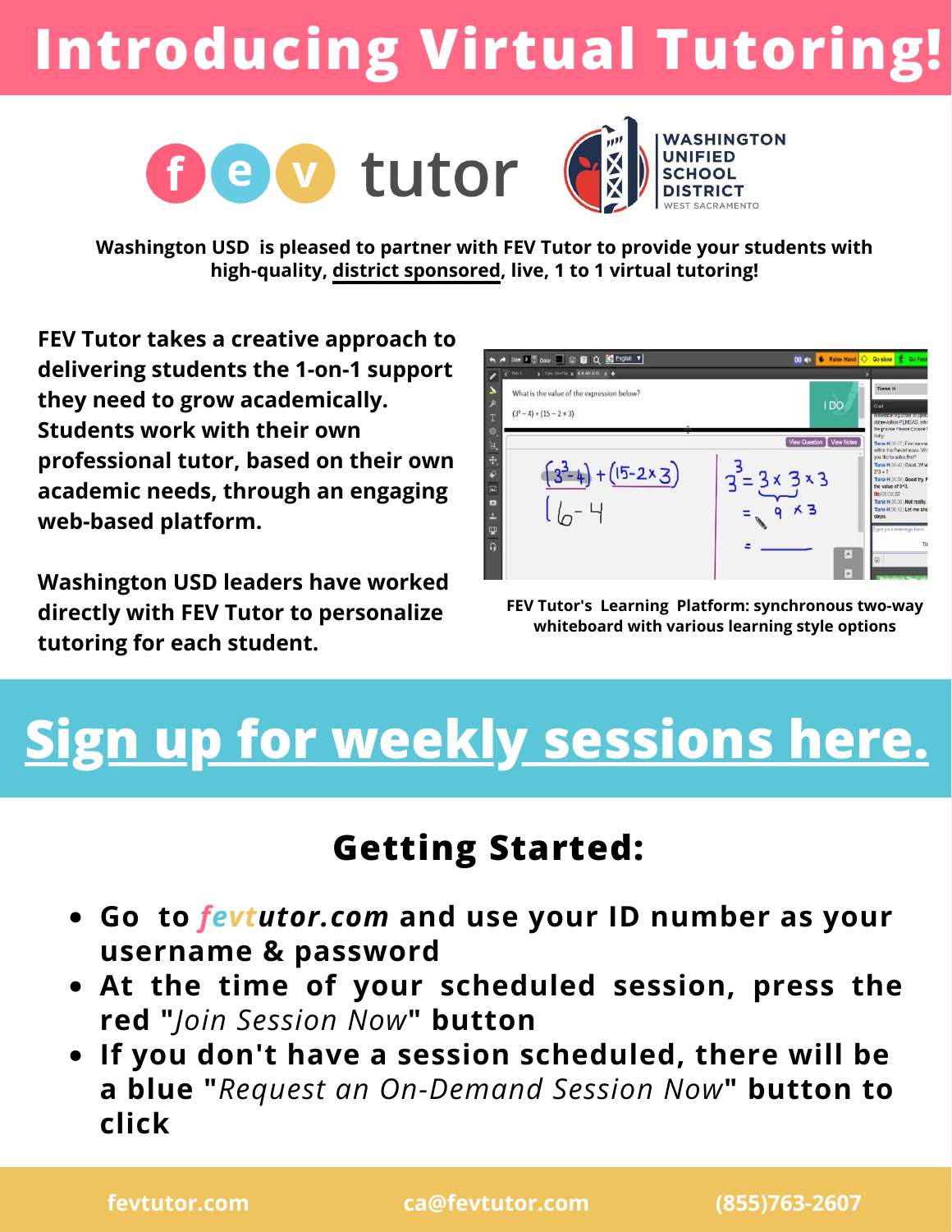# Introducing Virtual Tutoring!

**Washington USD is pleased to partner with FEV Tutor to provide your students with high-quality, district sponsored, live, 1 to 1 virtual tutoring!**

**FEV Tutor takes a creative approach to delivering students the 1-on-1 support they need to grow academically. Students work with their own professional tutor, based on their own academic needs, through an engaging web-based platform.**

**Washington USD leaders have worked directly with FEV Tutor to personalize tutoring for each student.**

**FEV Tutor's Learning Platform: synchronous two-way whiteboard with various learning style options**

# Sign up for weekly sessions here.

## Getting Started:

- **Go to *fevtutor.com* and use your ID number as your username & password**
- **At the time of your scheduled session, press the red "*Join Session Now*" button**
- **If you don't have a session scheduled, there will be a blue "*Request an On-Demand Session Now*" button to click**

fevtutor.com | ca@fevtutor.com | (855)763-2607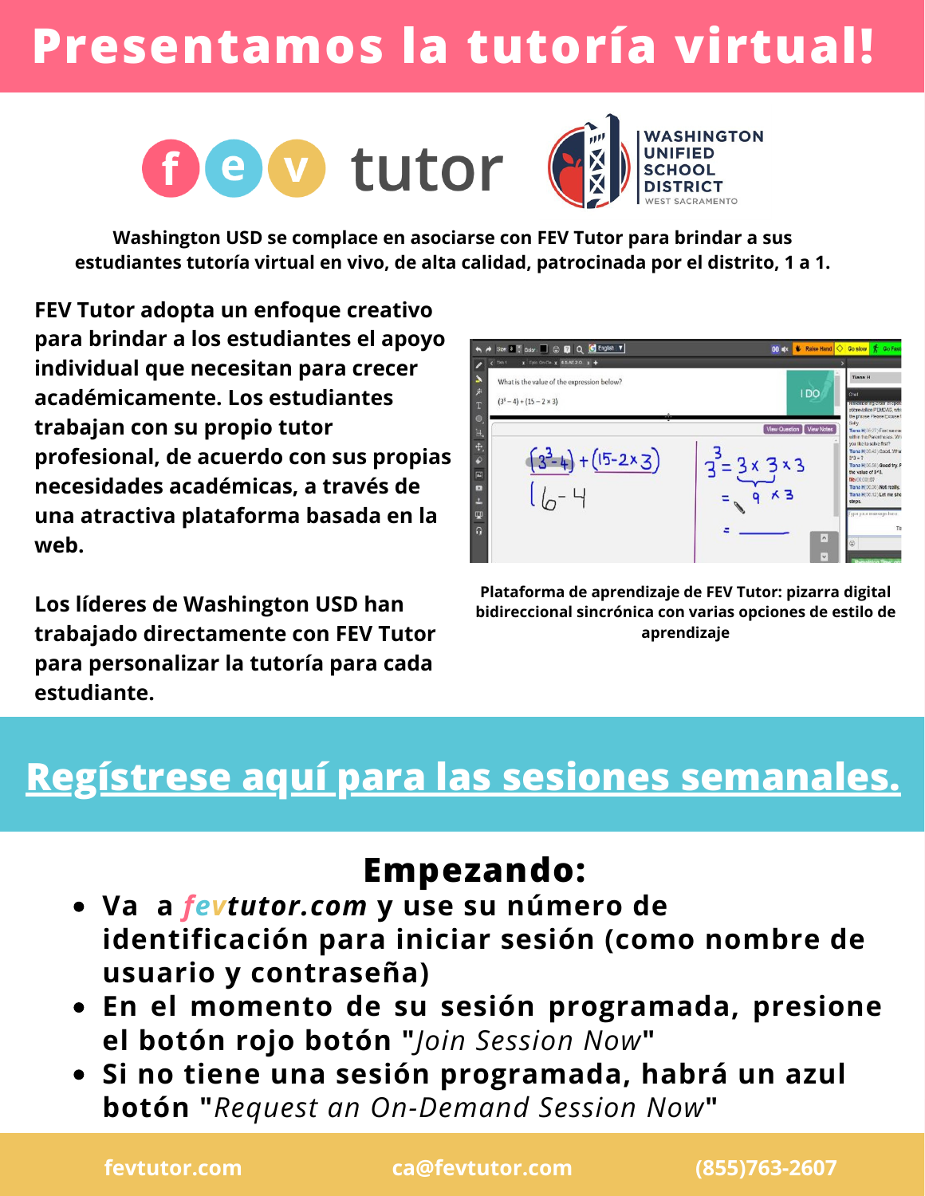# Presentamos la tutoría virtual!

fev tutor

WASHINGTON UNIFIED SCHOOL DISTRICT
WEST SACRAMENTO

**Washington USD se complace en asociarse con FEV Tutor para brindar a sus estudiantes tutoría virtual en vivo, de alta calidad, patrocinada por el distrito, 1 a 1.**

**FEV Tutor adopta un enfoque creativo para brindar a los estudiantes el apoyo individual que necesitan para crecer académicamente. Los estudiantes trabajan con su propio tutor profesional, de acuerdo con sus propias necesidades académicas, a través de una atractiva plataforma basada en la web.**

**Los líderes de Washington USD han trabajado directamente con FEV Tutor para personalizar la tutoría para cada estudiante.**

**Plataforma de aprendizaje de FEV Tutor: pizarra digital bidireccional sincrónica con varias opciones de estilo de aprendizaje**

## Regístrese aquí para las sesiones semanales.

## Empezando:

- **Va a *fevtutor.com* y use su número de identificación para iniciar sesión (como nombre de usuario y contraseña)**
- **En el momento de su sesión programada, presione el botón rojo botón "*Join Session Now*"**
- **Si no tiene una sesión programada, habrá un azul botón "*Request an On-Demand Session Now*"**

fevtutor.com ca@fevtutor.com (855)763-2607